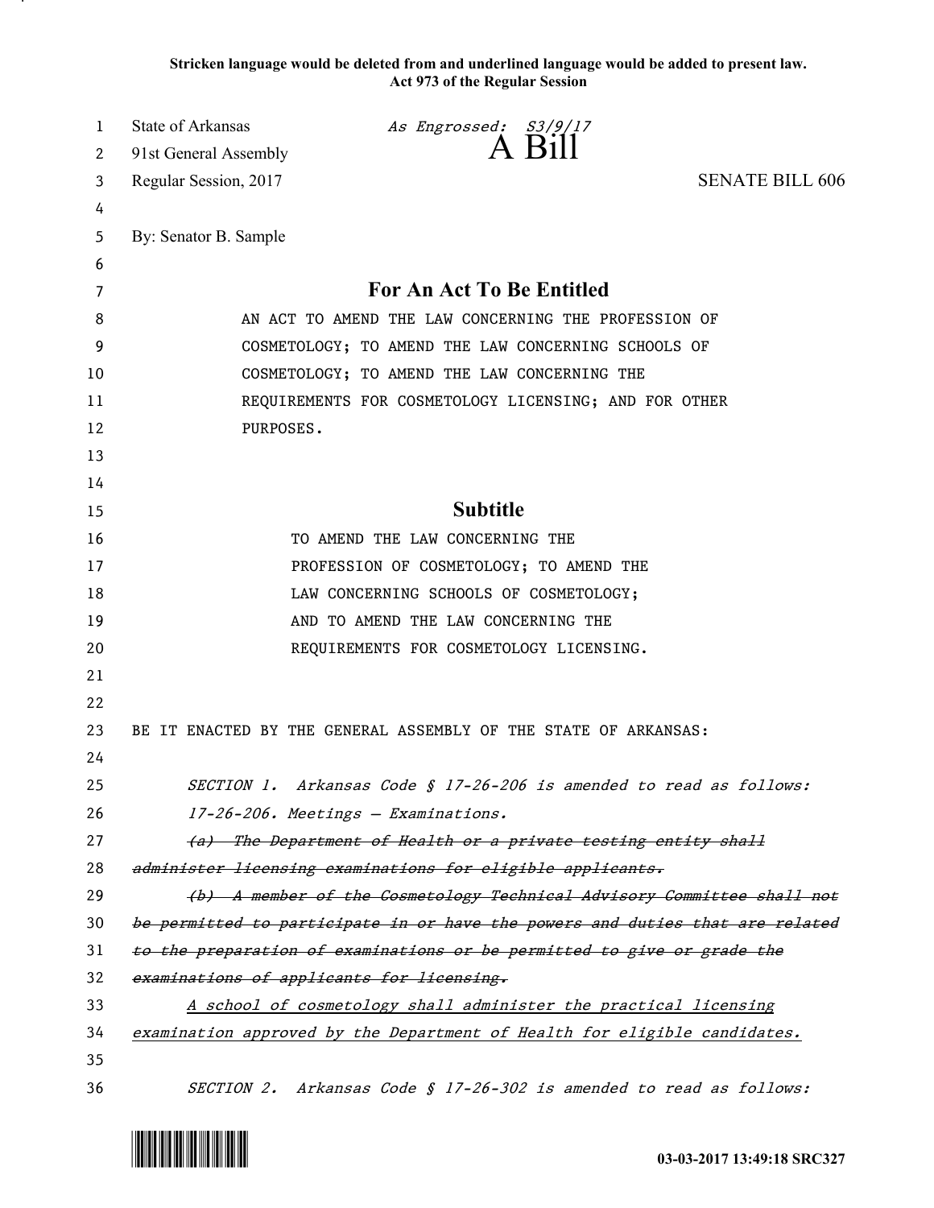**Stricken language would be deleted from and underlined language would be added to present law.**
**Act 973 of the Regular Session**

State of Arkansas *As Engrossed: S3/9/17*
91st General Assembly A Bill
Regular Session, 2017 SENATE BILL 606

By: Senator B. Sample

## For An Act To Be Entitled

AN ACT TO AMEND THE LAW CONCERNING THE PROFESSION OF COSMETOLOGY; TO AMEND THE LAW CONCERNING SCHOOLS OF COSMETOLOGY; TO AMEND THE LAW CONCERNING THE REQUIREMENTS FOR COSMETOLOGY LICENSING; AND FOR OTHER PURPOSES.

## Subtitle

TO AMEND THE LAW CONCERNING THE PROFESSION OF COSMETOLOGY; TO AMEND THE LAW CONCERNING SCHOOLS OF COSMETOLOGY; AND TO AMEND THE LAW CONCERNING THE REQUIREMENTS FOR COSMETOLOGY LICENSING.

BE IT ENACTED BY THE GENERAL ASSEMBLY OF THE STATE OF ARKANSAS:

*SECTION 1. Arkansas Code § 17-26-206 is amended to read as follows:*

*17-26-206. Meetings — Examinations.*

~~*(a) The Department of Health or a private testing entity shall administer licensing examinations for eligible applicants.*~~

~~*(b) A member of the Cosmetology Technical Advisory Committee shall not be permitted to participate in or have the powers and duties that are related to the preparation of examinations or be permitted to give or grade the examinations of applicants for licensing.*~~

<u>*A school of cosmetology shall administer the practical licensing examination approved by the Department of Health for eligible candidates.*</u>

*SECTION 2. Arkansas Code § 17-26-302 is amended to read as follows:*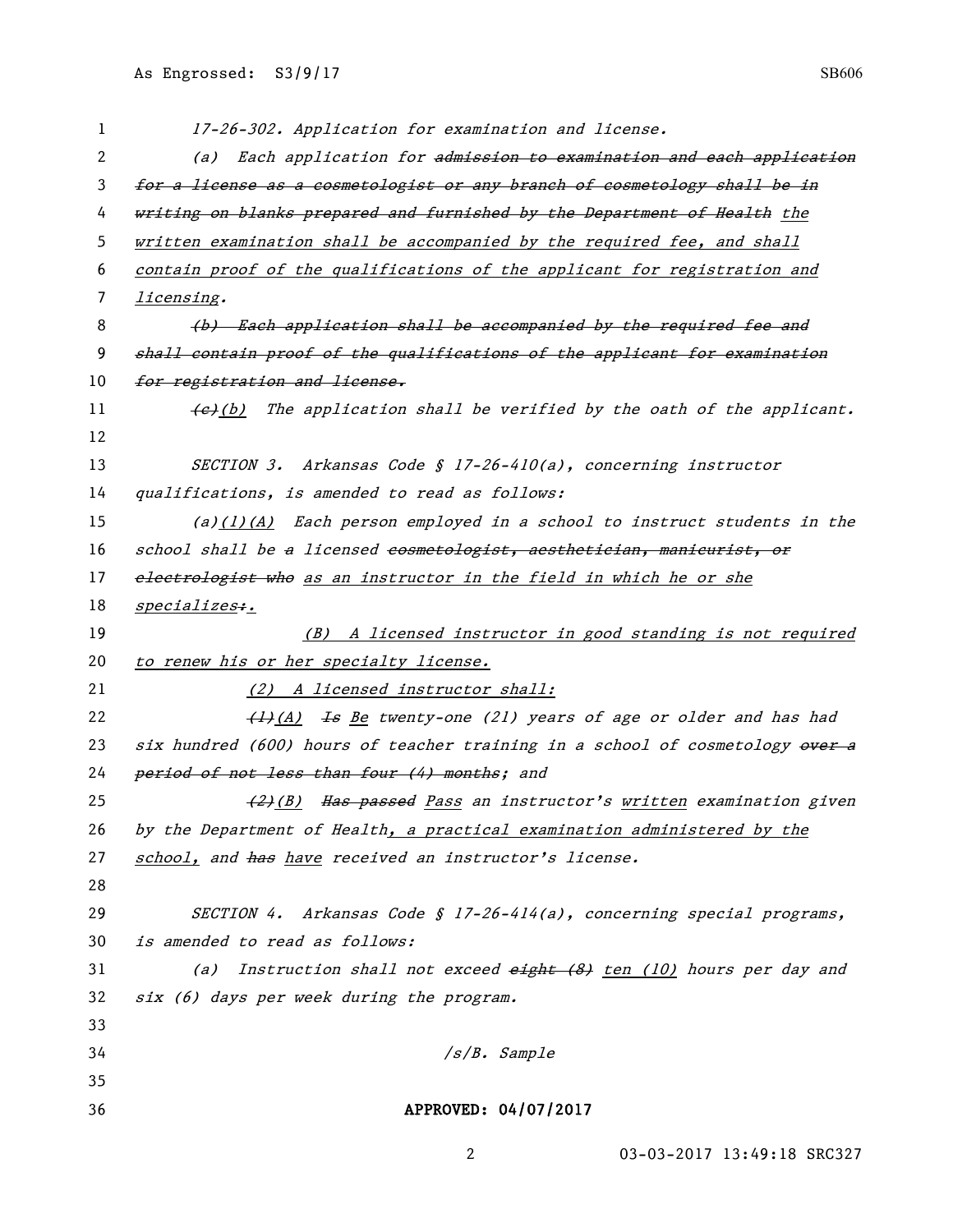17-26-302. Application for examination and license.

(a) Each application for ~~admission to examination and each application for a license as a cosmetologist or any branch of cosmetology shall be in writing on blanks prepared and furnished by the Department of Health~~ the written examination shall be accompanied by the required fee, and shall contain proof of the qualifications of the applicant for registration and licensing.

~~(b) Each application shall be accompanied by the required fee and shall contain proof of the qualifications of the applicant for examination for registration and license.~~

~~(c)~~(b) The application shall be verified by the oath of the applicant.

SECTION 3. Arkansas Code § 17-26-410(a), concerning instructor qualifications, is amended to read as follows:

(a)(1)(A) Each person employed in a school to instruct students in the school shall be ~~a~~ licensed ~~cosmetologist, aesthetician, manicurist, or electrologist who~~ as an instructor in the field in which he or she specializes~~:~~.

(B) A licensed instructor in good standing is not required to renew his or her specialty license.

(2) A licensed instructor shall:

~~(1)~~(A) ~~Is~~ Be twenty-one (21) years of age or older and has had six hundred (600) hours of teacher training in a school of cosmetology ~~over a period of not less than four (4) months~~; and

~~(2)~~(B) ~~Has passed~~ Pass an instructor's written examination given by the Department of Health, a practical examination administered by the school, and ~~has~~ have received an instructor's license.

SECTION 4. Arkansas Code § 17-26-414(a), concerning special programs, is amended to read as follows:

(a) Instruction shall not exceed ~~eight (8)~~ ten (10) hours per day and six (6) days per week during the program.

/s/B. Sample

**APPROVED: 04/07/2017**